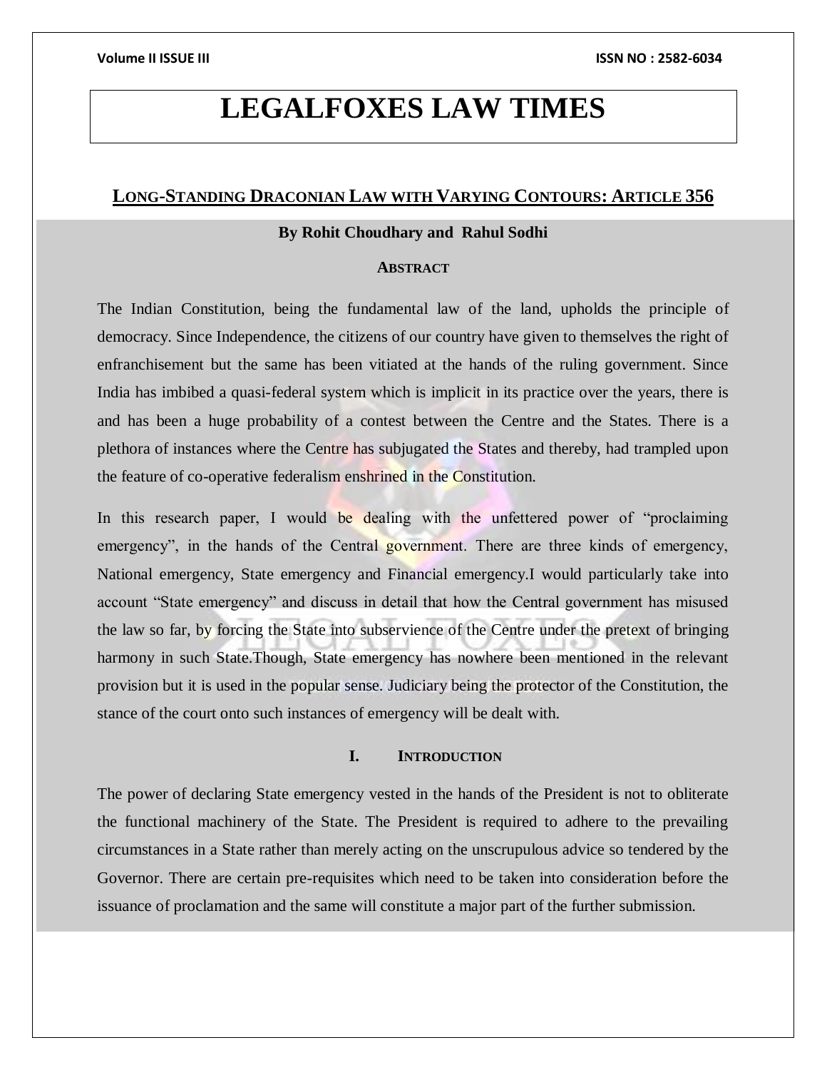# LEGALFOXES LAW TIMES

## LONG-STANDING DRACONIAN LAW WITH VARYING CONTOURS: ARTICLE 356

**By Rohit Choudhary and Rahul Sodhi**

### ABSTRACT

The Indian Constitution, being the fundamental law of the land, upholds the principle of democracy. Since Independence, the citizens of our country have given to themselves the right of enfranchisement but the same has been vitiated at the hands of the ruling government. Since India has imbibed a quasi-federal system which is implicit in its practice over the years, there is and has been a huge probability of a contest between the Centre and the States. There is a plethora of instances where the Centre has subjugated the States and thereby, had trampled upon the feature of co-operative federalism enshrined in the Constitution.

In this research paper, I would be dealing with the unfettered power of "proclaiming emergency", in the hands of the Central government. There are three kinds of emergency, National emergency, State emergency and Financial emergency.I would particularly take into account "State emergency" and discuss in detail that how the Central government has misused the law so far, by forcing the State into subservience of the Centre under the pretext of bringing harmony in such State.Though, State emergency has nowhere been mentioned in the relevant provision but it is used in the popular sense. Judiciary being the protector of the Constitution, the stance of the court onto such instances of emergency will be dealt with.

### I. INTRODUCTION

The power of declaring State emergency vested in the hands of the President is not to obliterate the functional machinery of the State. The President is required to adhere to the prevailing circumstances in a State rather than merely acting on the unscrupulous advice so tendered by the Governor. There are certain pre-requisites which need to be taken into consideration before the issuance of proclamation and the same will constitute a major part of the further submission.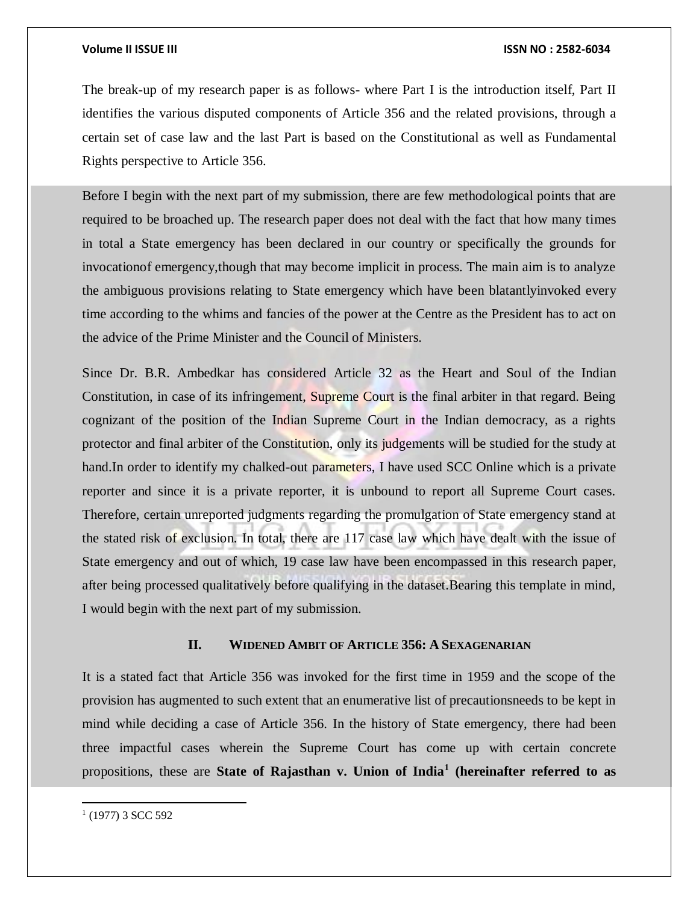The break-up of my research paper is as follows- where Part I is the introduction itself, Part II identifies the various disputed components of Article 356 and the related provisions, through a certain set of case law and the last Part is based on the Constitutional as well as Fundamental Rights perspective to Article 356.

Before I begin with the next part of my submission, there are few methodological points that are required to be broached up. The research paper does not deal with the fact that how many times in total a State emergency has been declared in our country or specifically the grounds for invocationof emergency,though that may become implicit in process. The main aim is to analyze the ambiguous provisions relating to State emergency which have been blatantlyinvoked every time according to the whims and fancies of the power at the Centre as the President has to act on the advice of the Prime Minister and the Council of Ministers.

Since Dr. B.R. Ambedkar has considered Article 32 as the Heart and Soul of the Indian Constitution, in case of its infringement, Supreme Court is the final arbiter in that regard. Being cognizant of the position of the Indian Supreme Court in the Indian democracy, as a rights protector and final arbiter of the Constitution, only its judgements will be studied for the study at hand.In order to identify my chalked-out parameters, I have used SCC Online which is a private reporter and since it is a private reporter, it is unbound to report all Supreme Court cases. Therefore, certain unreported judgments regarding the promulgation of State emergency stand at the stated risk of exclusion. In total, there are 117 case law which have dealt with the issue of State emergency and out of which, 19 case law have been encompassed in this research paper, after being processed qualitatively before qualifying in the dataset.Bearing this template in mind, I would begin with the next part of my submission.

## II. WIDENED AMBIT OF ARTICLE 356: A SEXAGENARIAN

It is a stated fact that Article 356 was invoked for the first time in 1959 and the scope of the provision has augmented to such extent that an enumerative list of precautionsneeds to be kept in mind while deciding a case of Article 356. In the history of State emergency, there had been three impactful cases wherein the Supreme Court has come up with certain concrete propositions, these are **State of Rajasthan v. Union of India[1] (hereinafter referred to as**

[1] (1977) 3 SCC 592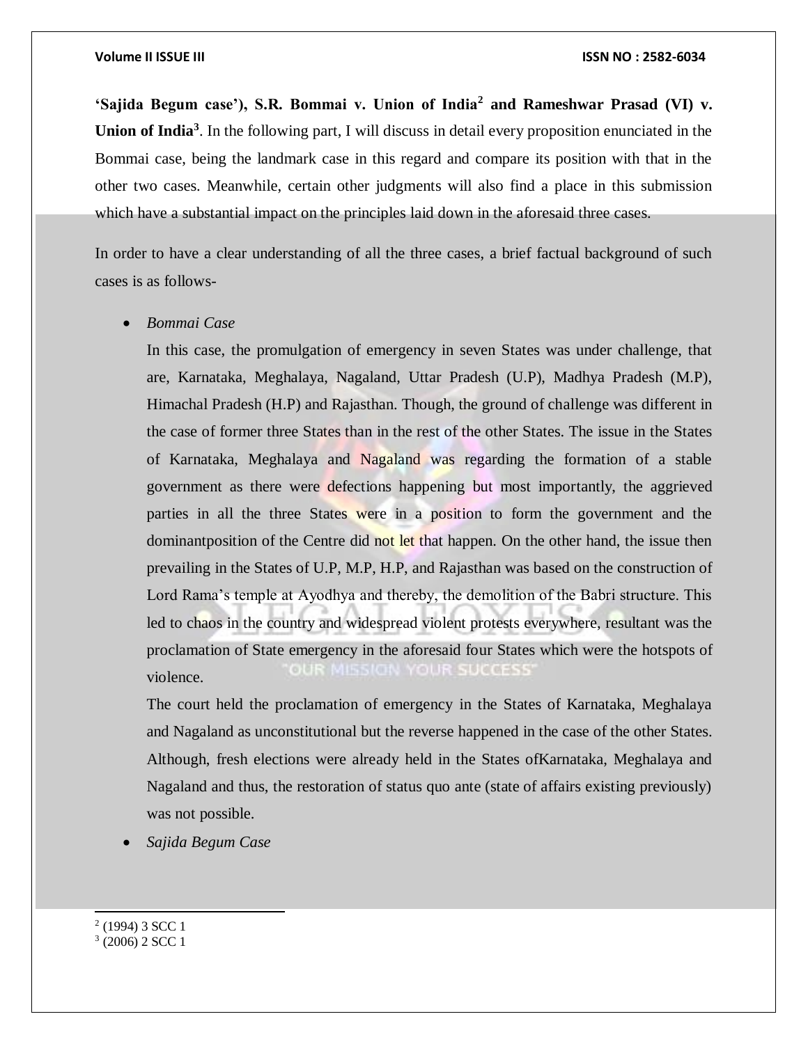**'Sajida Begum case'), S.R. Bommai v. Union of India[2] and Rameshwar Prasad (VI) v. Union of India[3]**. In the following part, I will discuss in detail every proposition enunciated in the Bommai case, being the landmark case in this regard and compare its position with that in the other two cases. Meanwhile, certain other judgments will also find a place in this submission which have a substantial impact on the principles laid down in the aforesaid three cases.

In order to have a clear understanding of all the three cases, a brief factual background of such cases is as follows-

- *Bommai Case*

  In this case, the promulgation of emergency in seven States was under challenge, that are, Karnataka, Meghalaya, Nagaland, Uttar Pradesh (U.P), Madhya Pradesh (M.P), Himachal Pradesh (H.P) and Rajasthan. Though, the ground of challenge was different in the case of former three States than in the rest of the other States. The issue in the States of Karnataka, Meghalaya and Nagaland was regarding the formation of a stable government as there were defections happening but most importantly, the aggrieved parties in all the three States were in a position to form the government and the dominantposition of the Centre did not let that happen. On the other hand, the issue then prevailing in the States of U.P, M.P, H.P, and Rajasthan was based on the construction of Lord Rama's temple at Ayodhya and thereby, the demolition of the Babri structure. This led to chaos in the country and widespread violent protests everywhere, resultant was the proclamation of State emergency in the aforesaid four States which were the hotspots of violence.

  The court held the proclamation of emergency in the States of Karnataka, Meghalaya and Nagaland as unconstitutional but the reverse happened in the case of the other States. Although, fresh elections were already held in the States ofKarnataka, Meghalaya and Nagaland and thus, the restoration of status quo ante (state of affairs existing previously) was not possible.

- *Sajida Begum Case*

---

[2] (1994) 3 SCC 1

[3] (2006) 2 SCC 1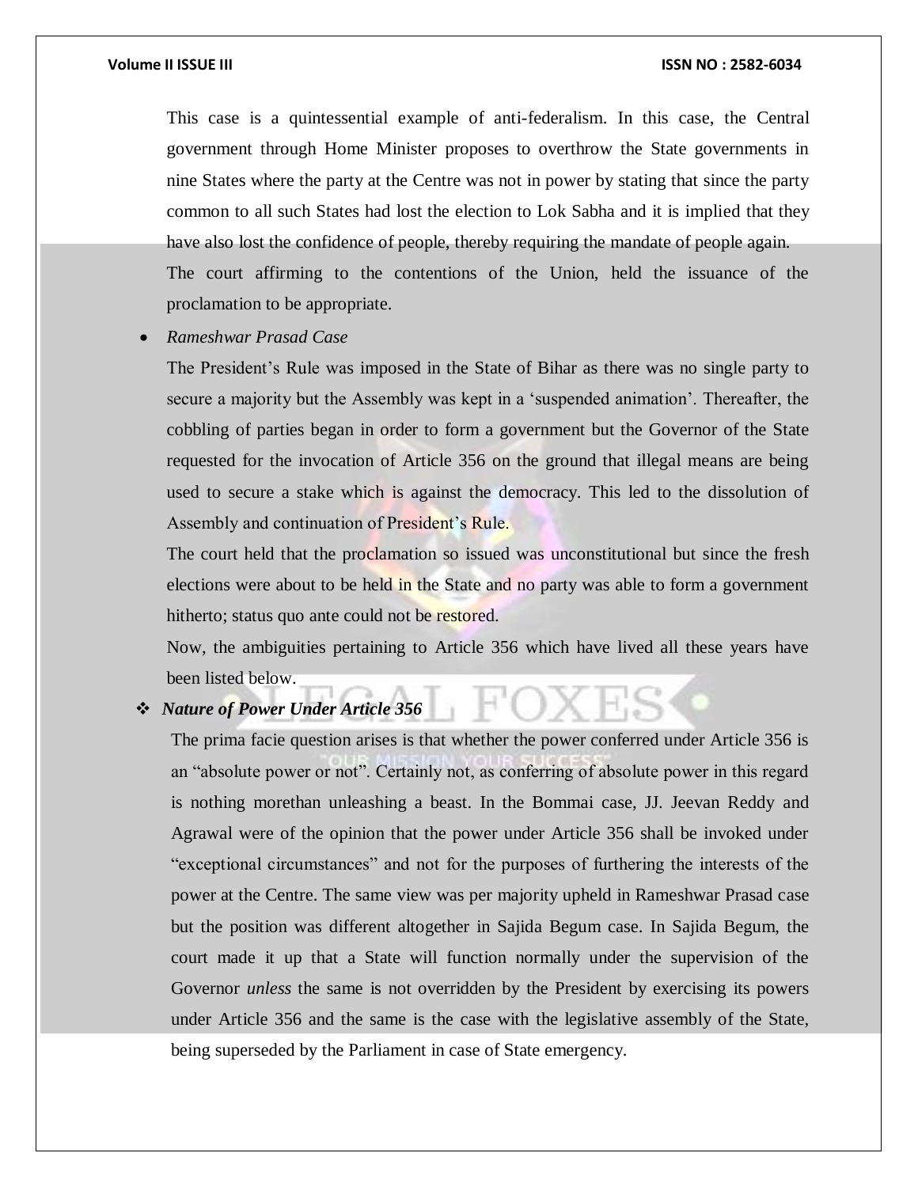This case is a quintessential example of anti-federalism. In this case, the Central government through Home Minister proposes to overthrow the State governments in nine States where the party at the Centre was not in power by stating that since the party common to all such States had lost the election to Lok Sabha and it is implied that they have also lost the confidence of people, thereby requiring the mandate of people again.

The court affirming to the contentions of the Union, held the issuance of the proclamation to be appropriate.

- *Rameshwar Prasad Case*

  The President's Rule was imposed in the State of Bihar as there was no single party to secure a majority but the Assembly was kept in a 'suspended animation'. Thereafter, the cobbling of parties began in order to form a government but the Governor of the State requested for the invocation of Article 356 on the ground that illegal means are being used to secure a stake which is against the democracy. This led to the dissolution of Assembly and continuation of President's Rule.

  The court held that the proclamation so issued was unconstitutional but since the fresh elections were about to be held in the State and no party was able to form a government hitherto; status quo ante could not be restored.

  Now, the ambiguities pertaining to Article 356 which have lived all these years have been listed below.

- ***Nature of Power Under Article 356***

  The prima facie question arises is that whether the power conferred under Article 356 is an "absolute power or not". Certainly not, as conferring of absolute power in this regard is nothing morethan unleashing a beast. In the Bommai case, JJ. Jeevan Reddy and Agrawal were of the opinion that the power under Article 356 shall be invoked under "exceptional circumstances" and not for the purposes of furthering the interests of the power at the Centre. The same view was per majority upheld in Rameshwar Prasad case but the position was different altogether in Sajida Begum case. In Sajida Begum, the court made it up that a State will function normally under the supervision of the Governor *unless* the same is not overridden by the President by exercising its powers under Article 356 and the same is the case with the legislative assembly of the State, being superseded by the Parliament in case of State emergency.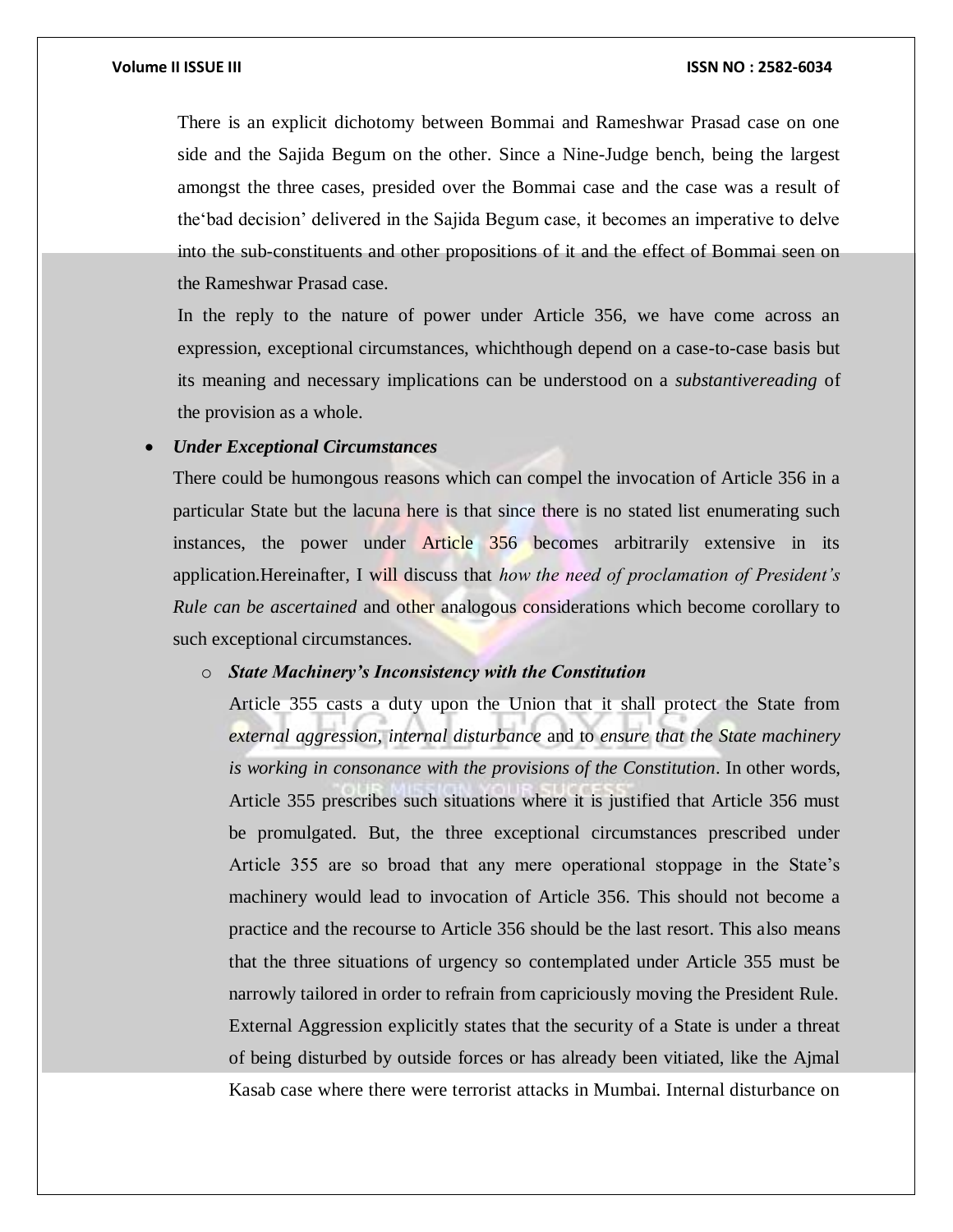There is an explicit dichotomy between Bommai and Rameshwar Prasad case on one side and the Sajida Begum on the other. Since a Nine-Judge bench, being the largest amongst the three cases, presided over the Bommai case and the case was a result of the'bad decision' delivered in the Sajida Begum case, it becomes an imperative to delve into the sub-constituents and other propositions of it and the effect of Bommai seen on the Rameshwar Prasad case.

In the reply to the nature of power under Article 356, we have come across an expression, exceptional circumstances, whichthough depend on a case-to-case basis but its meaning and necessary implications can be understood on a *substantivereading* of the provision as a whole.

- ***Under Exceptional Circumstances***

  There could be humongous reasons which can compel the invocation of Article 356 in a particular State but the lacuna here is that since there is no stated list enumerating such instances, the power under Article 356 becomes arbitrarily extensive in its application.Hereinafter, I will discuss that *how the need of proclamation of President's Rule can be ascertained* and other analogous considerations which become corollary to such exceptional circumstances.

  - ***State Machinery's Inconsistency with the Constitution***

    Article 355 casts a duty upon the Union that it shall protect the State from *external aggression, internal disturbance* and to *ensure that the State machinery is working in consonance with the provisions of the Constitution*. In other words, Article 355 prescribes such situations where it is justified that Article 356 must be promulgated. But, the three exceptional circumstances prescribed under Article 355 are so broad that any mere operational stoppage in the State's machinery would lead to invocation of Article 356. This should not become a practice and the recourse to Article 356 should be the last resort. This also means that the three situations of urgency so contemplated under Article 355 must be narrowly tailored in order to refrain from capriciously moving the President Rule. External Aggression explicitly states that the security of a State is under a threat of being disturbed by outside forces or has already been vitiated, like the Ajmal Kasab case where there were terrorist attacks in Mumbai. Internal disturbance on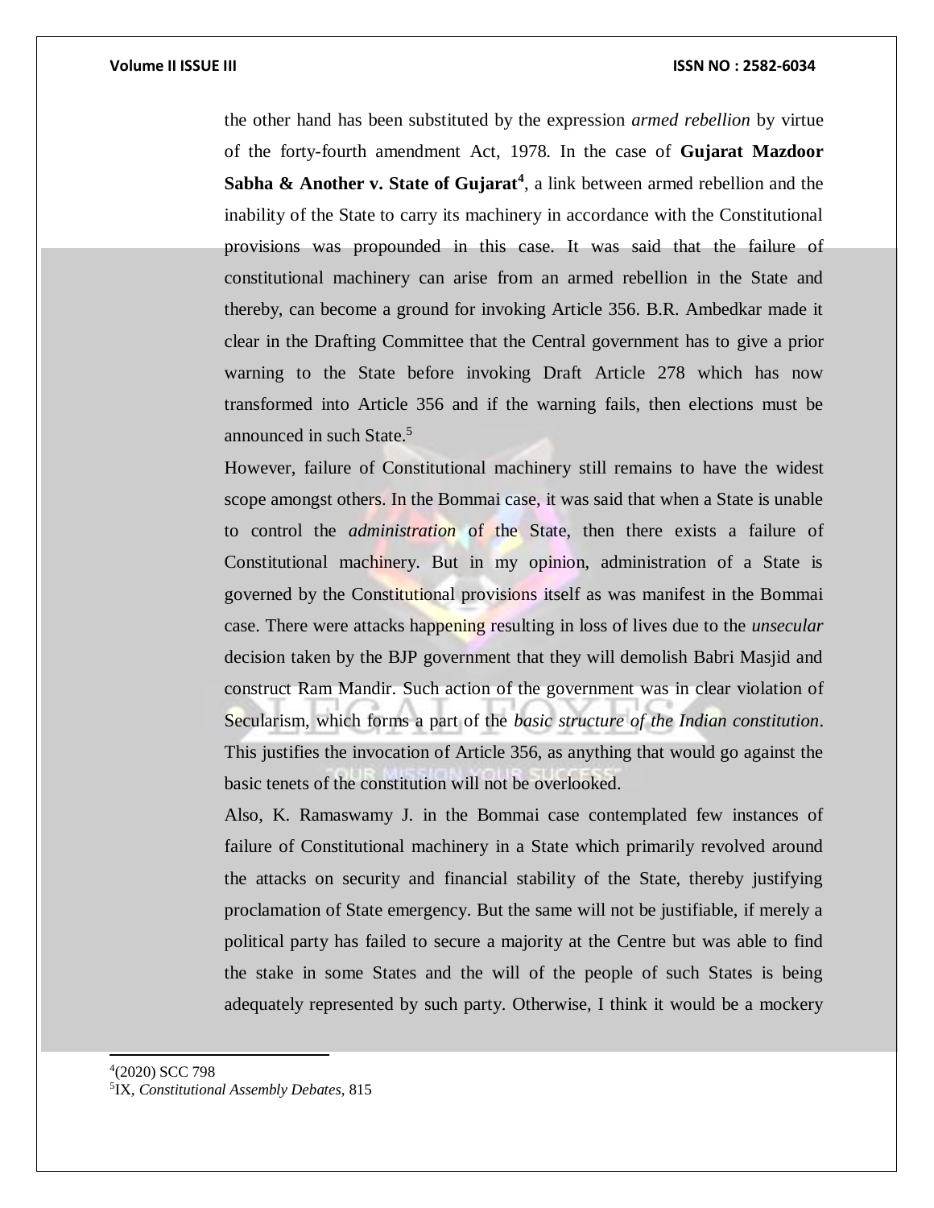the other hand has been substituted by the expression *armed rebellion* by virtue of the forty-fourth amendment Act, 1978. In the case of **Gujarat Mazdoor Sabha & Another v. State of Gujarat**[4], a link between armed rebellion and the inability of the State to carry its machinery in accordance with the Constitutional provisions was propounded in this case. It was said that the failure of constitutional machinery can arise from an armed rebellion in the State and thereby, can become a ground for invoking Article 356. B.R. Ambedkar made it clear in the Drafting Committee that the Central government has to give a prior warning to the State before invoking Draft Article 278 which has now transformed into Article 356 and if the warning fails, then elections must be announced in such State.[5]

However, failure of Constitutional machinery still remains to have the widest scope amongst others. In the Bommai case, it was said that when a State is unable to control the *administration* of the State, then there exists a failure of Constitutional machinery. But in my opinion, administration of a State is governed by the Constitutional provisions itself as was manifest in the Bommai case. There were attacks happening resulting in loss of lives due to the *unsecular* decision taken by the BJP government that they will demolish Babri Masjid and construct Ram Mandir. Such action of the government was in clear violation of Secularism, which forms a part of the *basic structure of the Indian constitution*. This justifies the invocation of Article 356, as anything that would go against the basic tenets of the constitution will not be overlooked.

Also, K. Ramaswamy J. in the Bommai case contemplated few instances of failure of Constitutional machinery in a State which primarily revolved around the attacks on security and financial stability of the State, thereby justifying proclamation of State emergency. But the same will not be justifiable, if merely a political party has failed to secure a majority at the Centre but was able to find the stake in some States and the will of the people of such States is being adequately represented by such party. Otherwise, I think it would be a mockery

---

[4](2020) SCC 798

[5]IX, *Constitutional Assembly Debates*, 815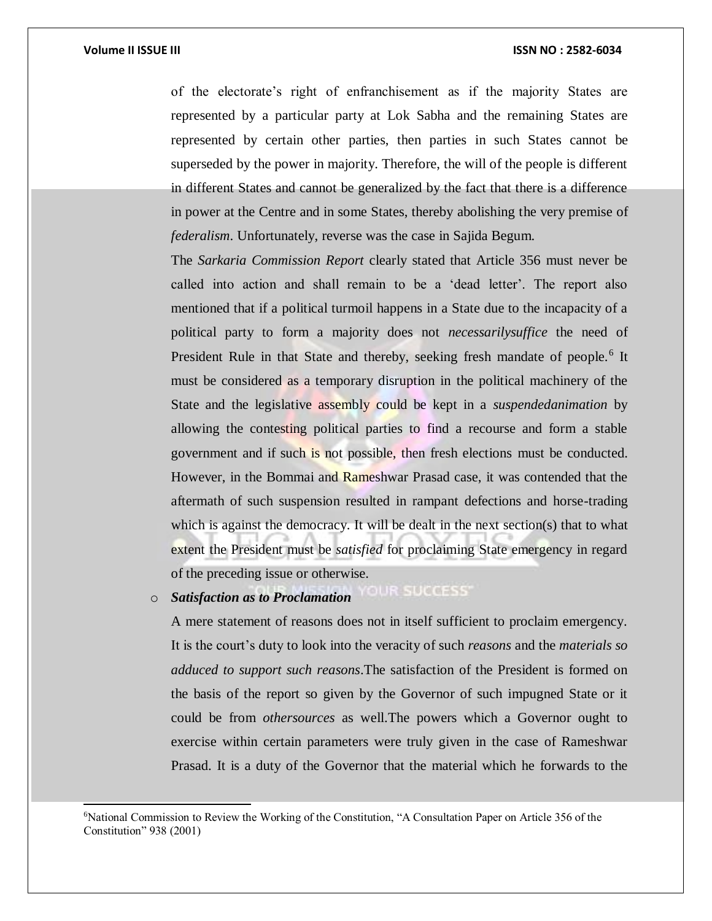of the electorate's right of enfranchisement as if the majority States are represented by a particular party at Lok Sabha and the remaining States are represented by certain other parties, then parties in such States cannot be superseded by the power in majority. Therefore, the will of the people is different in different States and cannot be generalized by the fact that there is a difference in power at the Centre and in some States, thereby abolishing the very premise of *federalism*. Unfortunately, reverse was the case in Sajida Begum.

The *Sarkaria Commission Report* clearly stated that Article 356 must never be called into action and shall remain to be a 'dead letter'. The report also mentioned that if a political turmoil happens in a State due to the incapacity of a political party to form a majority does not *necessarilysuffice* the need of President Rule in that State and thereby, seeking fresh mandate of people.[6] It must be considered as a temporary disruption in the political machinery of the State and the legislative assembly could be kept in a *suspendedanimation* by allowing the contesting political parties to find a recourse and form a stable government and if such is not possible, then fresh elections must be conducted. However, in the Bommai and Rameshwar Prasad case, it was contended that the aftermath of such suspension resulted in rampant defections and horse-trading which is against the democracy. It will be dealt in the next section(s) that to what extent the President must be *satisfied* for proclaiming State emergency in regard of the preceding issue or otherwise.

- ***Satisfaction as to Proclamation***

A mere statement of reasons does not in itself sufficient to proclaim emergency. It is the court's duty to look into the veracity of such *reasons* and the *materials so adduced to support such reasons*.The satisfaction of the President is formed on the basis of the report so given by the Governor of such impugned State or it could be from *othersources* as well.The powers which a Governor ought to exercise within certain parameters were truly given in the case of Rameshwar Prasad. It is a duty of the Governor that the material which he forwards to the

---

[6]National Commission to Review the Working of the Constitution, "A Consultation Paper on Article 356 of the Constitution" 938 (2001)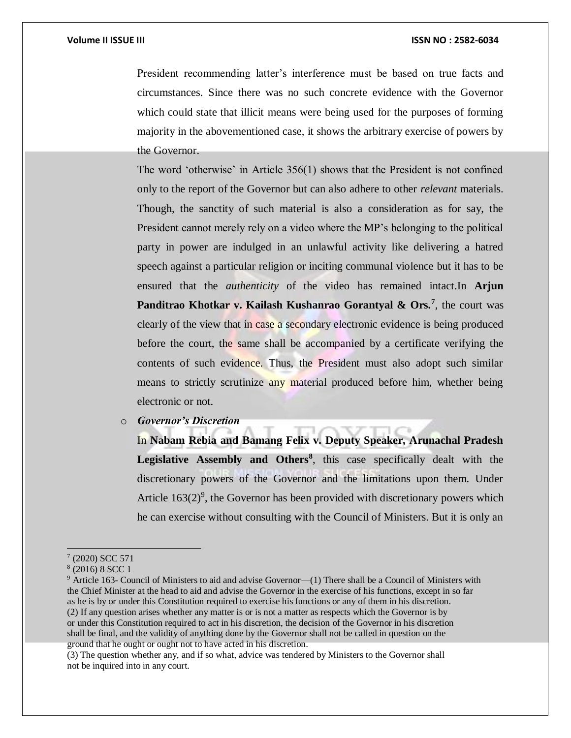President recommending latter's interference must be based on true facts and circumstances. Since there was no such concrete evidence with the Governor which could state that illicit means were being used for the purposes of forming majority in the abovementioned case, it shows the arbitrary exercise of powers by the Governor.

The word 'otherwise' in Article 356(1) shows that the President is not confined only to the report of the Governor but can also adhere to other *relevant* materials. Though, the sanctity of such material is also a consideration as for say, the President cannot merely rely on a video where the MP's belonging to the political party in power are indulged in an unlawful activity like delivering a hatred speech against a particular religion or inciting communal violence but it has to be ensured that the *authenticity* of the video has remained intact.In **Arjun Panditrao Khotkar v. Kailash Kushanrao Gorantyal & Ors.**[7], the court was clearly of the view that in case a secondary electronic evidence is being produced before the court, the same shall be accompanied by a certificate verifying the contents of such evidence. Thus, the President must also adopt such similar means to strictly scrutinize any material produced before him, whether being electronic or not.

- ***Governor's Discretion***

  In **Nabam Rebia and Bamang Felix v. Deputy Speaker, Arunachal Pradesh Legislative Assembly and Others**[8], this case specifically dealt with the discretionary powers of the Governor and the limitations upon them. Under Article 163(2)[9], the Governor has been provided with discretionary powers which he can exercise without consulting with the Council of Ministers. But it is only an

---

[7] (2020) SCC 571

[8] (2016) 8 SCC 1

[9] Article 163- Council of Ministers to aid and advise Governor—(1) There shall be a Council of Ministers with the Chief Minister at the head to aid and advise the Governor in the exercise of his functions, except in so far as he is by or under this Constitution required to exercise his functions or any of them in his discretion.
(2) If any question arises whether any matter is or is not a matter as respects which the Governor is by or under this Constitution required to act in his discretion, the decision of the Governor in his discretion shall be final, and the validity of anything done by the Governor shall not be called in question on the ground that he ought or ought not to have acted in his discretion.
(3) The question whether any, and if so what, advice was tendered by Ministers to the Governor shall not be inquired into in any court.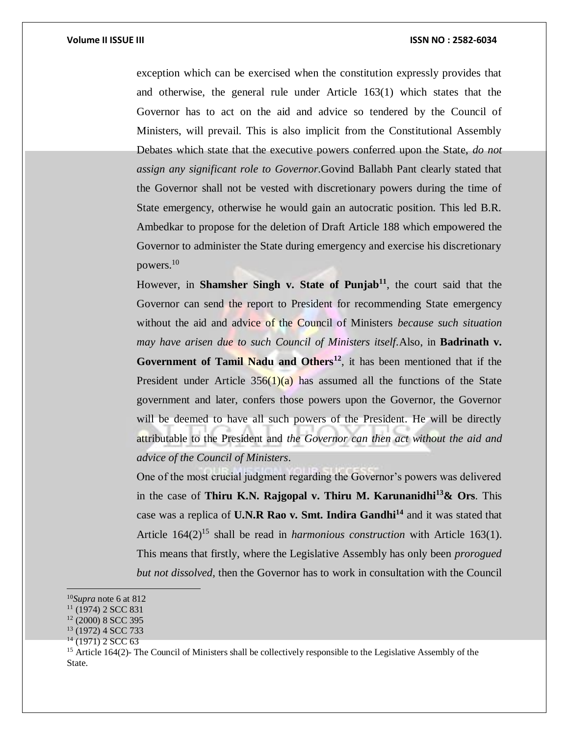exception which can be exercised when the constitution expressly provides that and otherwise, the general rule under Article 163(1) which states that the Governor has to act on the aid and advice so tendered by the Council of Ministers, will prevail. This is also implicit from the Constitutional Assembly Debates which state that the executive powers conferred upon the State, *do not assign any significant role to Governor*.Govind Ballabh Pant clearly stated that the Governor shall not be vested with discretionary powers during the time of State emergency, otherwise he would gain an autocratic position. This led B.R. Ambedkar to propose for the deletion of Draft Article 188 which empowered the Governor to administer the State during emergency and exercise his discretionary powers.[10]

However, in **Shamsher Singh v. State of Punjab**[11], the court said that the Governor can send the report to President for recommending State emergency without the aid and advice of the Council of Ministers *because such situation may have arisen due to such Council of Ministers itself*.Also, in **Badrinath v. Government of Tamil Nadu and Others**[12], it has been mentioned that if the President under Article 356(1)(a) has assumed all the functions of the State government and later, confers those powers upon the Governor, the Governor will be deemed to have all such powers of the President. He will be directly attributable to the President and *the Governor can then act without the aid and advice of the Council of Ministers*.

One of the most crucial judgment regarding the Governor's powers was delivered in the case of **Thiru K.N. Rajgopal v. Thiru M. Karunanidhi**[13]**& Ors**. This case was a replica of **U.N.R Rao v. Smt. Indira Gandhi**[14] and it was stated that Article 164(2)[15] shall be read in *harmonious construction* with Article 163(1). This means that firstly, where the Legislative Assembly has only been *prorogued but not dissolved*, then the Governor has to work in consultation with the Council

---

[10] *Supra* note 6 at 812

[11] (1974) 2 SCC 831

[12] (2000) 8 SCC 395

[13] (1972) 4 SCC 733

[14] (1971) 2 SCC 63

[15] Article 164(2)- The Council of Ministers shall be collectively responsible to the Legislative Assembly of the State.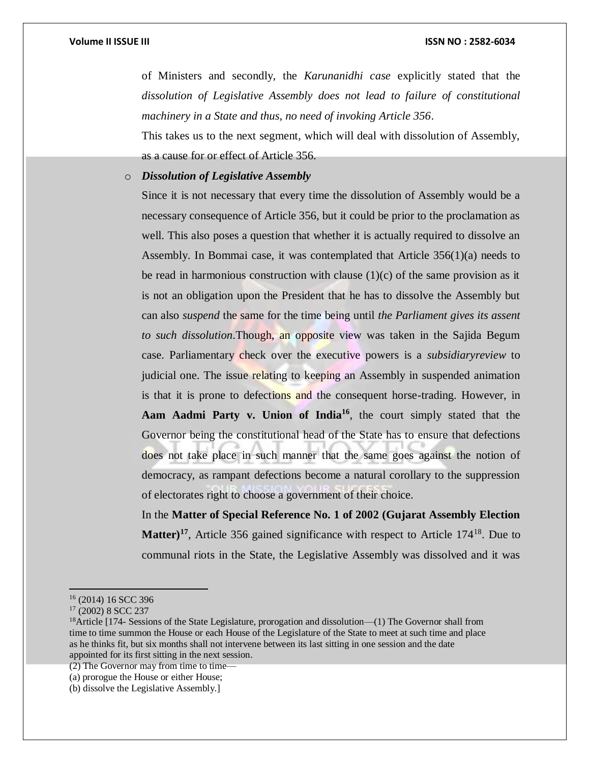of Ministers and secondly, the *Karunanidhi case* explicitly stated that the *dissolution of Legislative Assembly does not lead to failure of constitutional machinery in a State and thus, no need of invoking Article 356*.

This takes us to the next segment, which will deal with dissolution of Assembly, as a cause for or effect of Article 356.

- ***Dissolution of Legislative Assembly***

  Since it is not necessary that every time the dissolution of Assembly would be a necessary consequence of Article 356, but it could be prior to the proclamation as well. This also poses a question that whether it is actually required to dissolve an Assembly. In Bommai case, it was contemplated that Article 356(1)(a) needs to be read in harmonious construction with clause (1)(c) of the same provision as it is not an obligation upon the President that he has to dissolve the Assembly but can also *suspend* the same for the time being until *the Parliament gives its assent to such dissolution*.Though, an opposite view was taken in the Sajida Begum case. Parliamentary check over the executive powers is a *subsidiaryreview* to judicial one. The issue relating to keeping an Assembly in suspended animation is that it is prone to defections and the consequent horse-trading. However, in **Aam Aadmi Party v. Union of India**[16], the court simply stated that the Governor being the constitutional head of the State has to ensure that defections does not take place in such manner that the same goes against the notion of democracy, as rampant defections become a natural corollary to the suppression of electorates right to choose a government of their choice.

  In the **Matter of Special Reference No. 1 of 2002 (Gujarat Assembly Election Matter)**[17], Article 356 gained significance with respect to Article 174[18]. Due to communal riots in the State, the Legislative Assembly was dissolved and it was

---

[16] (2014) 16 SCC 396

[17] (2002) 8 SCC 237

[18] Article [174- Sessions of the State Legislature, prorogation and dissolution—(1) The Governor shall from time to time summon the House or each House of the Legislature of the State to meet at such time and place as he thinks fit, but six months shall not intervene between its last sitting in one session and the date appointed for its first sitting in the next session.

(2) The Governor may from time to time—

(a) prorogue the House or either House;

(b) dissolve the Legislative Assembly.]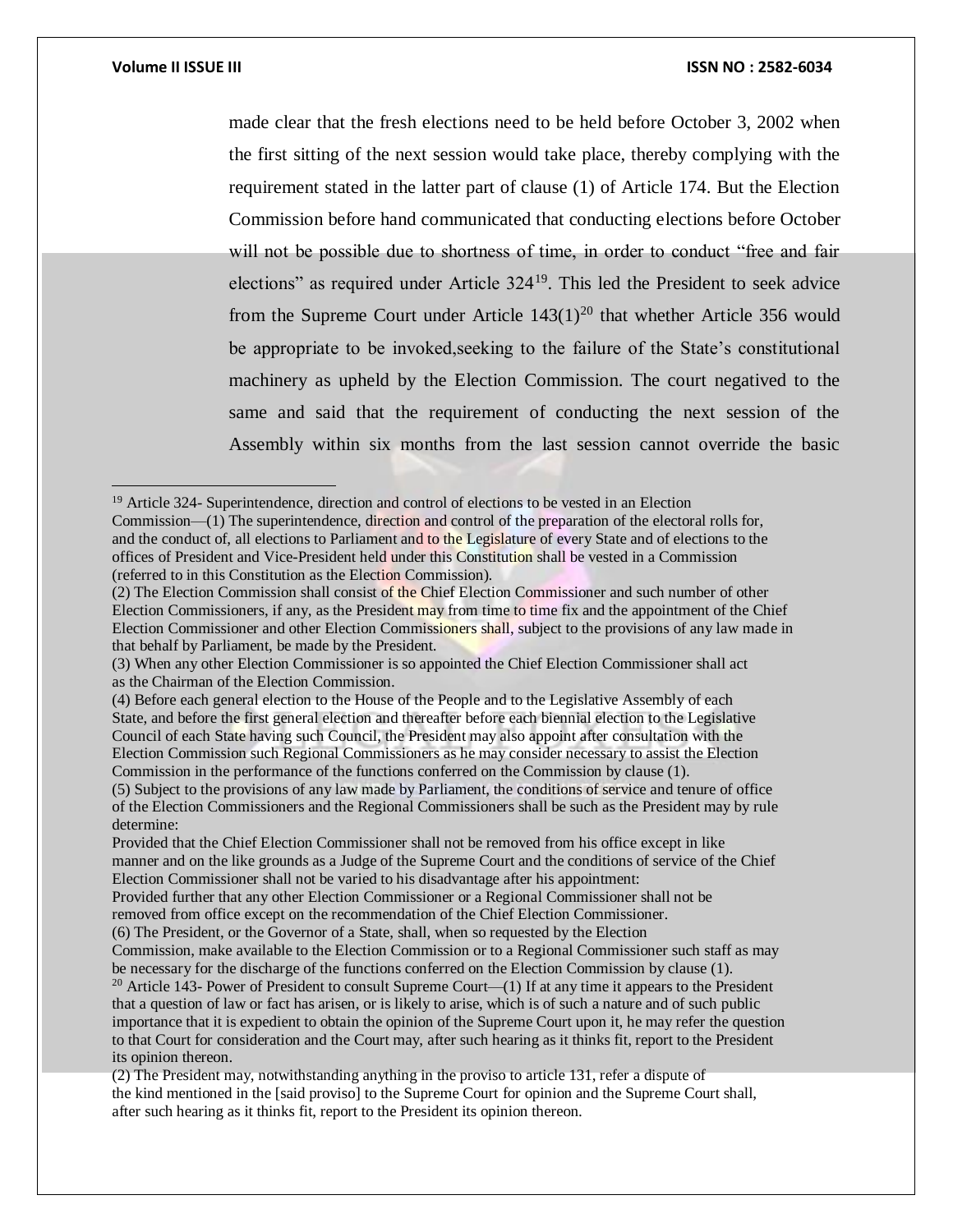made clear that the fresh elections need to be held before October 3, 2002 when the first sitting of the next session would take place, thereby complying with the requirement stated in the latter part of clause (1) of Article 174. But the Election Commission before hand communicated that conducting elections before October will not be possible due to shortness of time, in order to conduct "free and fair elections" as required under Article 324[19]. This led the President to seek advice from the Supreme Court under Article 143(1)[20] that whether Article 356 would be appropriate to be invoked,seeking to the failure of the State's constitutional machinery as upheld by the Election Commission. The court negatived to the same and said that the requirement of conducting the next session of the Assembly within six months from the last session cannot override the basic

---

[19] Article 324- Superintendence, direction and control of elections to be vested in an Election Commission—(1) The superintendence, direction and control of the preparation of the electoral rolls for, and the conduct of, all elections to Parliament and to the Legislature of every State and of elections to the offices of President and Vice-President held under this Constitution shall be vested in a Commission (referred to in this Constitution as the Election Commission).

(2) The Election Commission shall consist of the Chief Election Commissioner and such number of other Election Commissioners, if any, as the President may from time to time fix and the appointment of the Chief Election Commissioner and other Election Commissioners shall, subject to the provisions of any law made in that behalf by Parliament, be made by the President.

(3) When any other Election Commissioner is so appointed the Chief Election Commissioner shall act as the Chairman of the Election Commission.

(4) Before each general election to the House of the People and to the Legislative Assembly of each State, and before the first general election and thereafter before each biennial election to the Legislative Council of each State having such Council, the President may also appoint after consultation with the Election Commission such Regional Commissioners as he may consider necessary to assist the Election Commission in the performance of the functions conferred on the Commission by clause (1).

(5) Subject to the provisions of any law made by Parliament, the conditions of service and tenure of office of the Election Commissioners and the Regional Commissioners shall be such as the President may by rule determine:

Provided that the Chief Election Commissioner shall not be removed from his office except in like manner and on the like grounds as a Judge of the Supreme Court and the conditions of service of the Chief Election Commissioner shall not be varied to his disadvantage after his appointment:

Provided further that any other Election Commissioner or a Regional Commissioner shall not be removed from office except on the recommendation of the Chief Election Commissioner.

(6) The President, or the Governor of a State, shall, when so requested by the Election Commission, make available to the Election Commission or to a Regional Commissioner such staff as may be necessary for the discharge of the functions conferred on the Election Commission by clause (1).

[20] Article 143- Power of President to consult Supreme Court—(1) If at any time it appears to the President that a question of law or fact has arisen, or is likely to arise, which is of such a nature and of such public importance that it is expedient to obtain the opinion of the Supreme Court upon it, he may refer the question to that Court for consideration and the Court may, after such hearing as it thinks fit, report to the President its opinion thereon.

(2) The President may, notwithstanding anything in the proviso to article 131, refer a dispute of the kind mentioned in the [said proviso] to the Supreme Court for opinion and the Supreme Court shall, after such hearing as it thinks fit, report to the President its opinion thereon.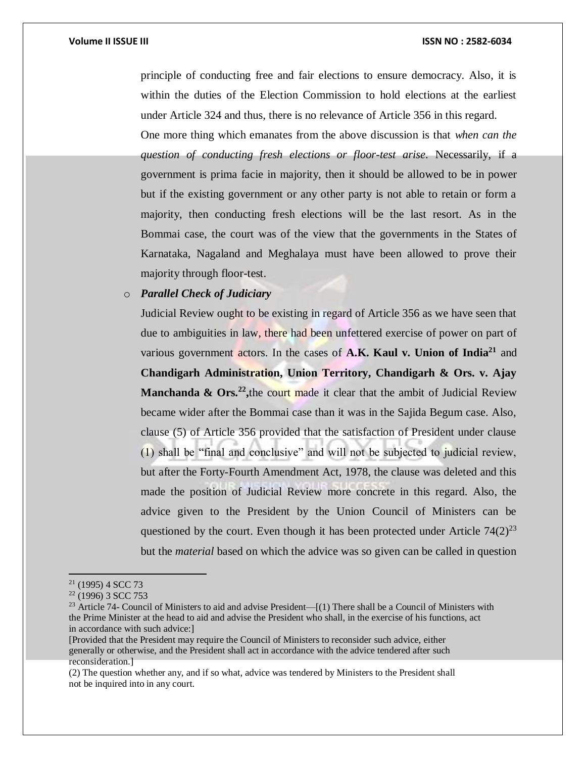principle of conducting free and fair elections to ensure democracy. Also, it is within the duties of the Election Commission to hold elections at the earliest under Article 324 and thus, there is no relevance of Article 356 in this regard.

One more thing which emanates from the above discussion is that *when can the question of conducting fresh elections or floor-test arise*. Necessarily, if a government is prima facie in majority, then it should be allowed to be in power but if the existing government or any other party is not able to retain or form a majority, then conducting fresh elections will be the last resort. As in the Bommai case, the court was of the view that the governments in the States of Karnataka, Nagaland and Meghalaya must have been allowed to prove their majority through floor-test.

- ***Parallel Check of Judiciary***

  Judicial Review ought to be existing in regard of Article 356 as we have seen that due to ambiguities in law, there had been unfettered exercise of power on part of various government actors. In the cases of **A.K. Kaul v. Union of India**[21] and **Chandigarh Administration, Union Territory, Chandigarh & Ors. v. Ajay Manchanda & Ors.**[22]**,**the court made it clear that the ambit of Judicial Review became wider after the Bommai case than it was in the Sajida Begum case. Also, clause (5) of Article 356 provided that the satisfaction of President under clause (1) shall be "final and conclusive" and will not be subjected to judicial review, but after the Forty-Fourth Amendment Act, 1978, the clause was deleted and this made the position of Judicial Review more concrete in this regard. Also, the advice given to the President by the Union Council of Ministers can be questioned by the court. Even though it has been protected under Article 74(2)[23] but the *material* based on which the advice was so given can be called in question

---

[21] (1995) 4 SCC 73

[22] (1996) 3 SCC 753

[23] Article 74- Council of Ministers to aid and advise President—[(1) There shall be a Council of Ministers with the Prime Minister at the head to aid and advise the President who shall, in the exercise of his functions, act in accordance with such advice:]

[Provided that the President may require the Council of Ministers to reconsider such advice, either generally or otherwise, and the President shall act in accordance with the advice tendered after such reconsideration.]

(2) The question whether any, and if so what, advice was tendered by Ministers to the President shall not be inquired into in any court.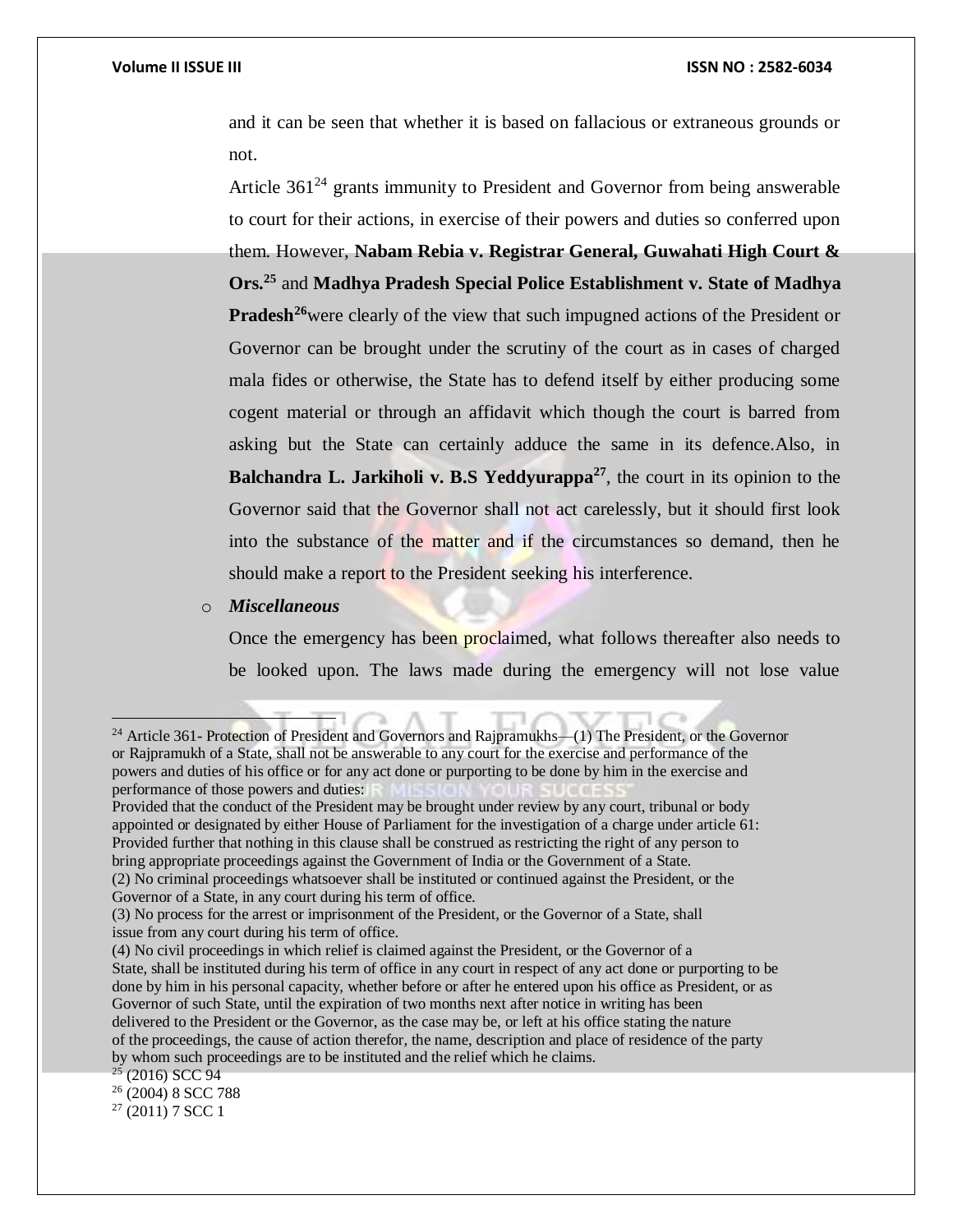and it can be seen that whether it is based on fallacious or extraneous grounds or not.

Article 361[24] grants immunity to President and Governor from being answerable to court for their actions, in exercise of their powers and duties so conferred upon them. However, **Nabam Rebia v. Registrar General, Guwahati High Court & Ors.**[25] and **Madhya Pradesh Special Police Establishment v. State of Madhya Pradesh**[26]were clearly of the view that such impugned actions of the President or Governor can be brought under the scrutiny of the court as in cases of charged mala fides or otherwise, the State has to defend itself by either producing some cogent material or through an affidavit which though the court is barred from asking but the State can certainly adduce the same in its defence.Also, in **Balchandra L. Jarkiholi v. B.S Yeddyurappa**[27], the court in its opinion to the Governor said that the Governor shall not act carelessly, but it should first look into the substance of the matter and if the circumstances so demand, then he should make a report to the President seeking his interference.

- ***Miscellaneous***

  Once the emergency has been proclaimed, what follows thereafter also needs to be looked upon. The laws made during the emergency will not lose value

---

[24] Article 361- Protection of President and Governors and Rajpramukhs—(1) The President, or the Governor or Rajpramukh of a State, shall not be answerable to any court for the exercise and performance of the powers and duties of his office or for any act done or purporting to be done by him in the exercise and performance of those powers and duties:
Provided that the conduct of the President may be brought under review by any court, tribunal or body appointed or designated by either House of Parliament for the investigation of a charge under article 61:
Provided further that nothing in this clause shall be construed as restricting the right of any person to bring appropriate proceedings against the Government of India or the Government of a State.
(2) No criminal proceedings whatsoever shall be instituted or continued against the President, or the Governor of a State, in any court during his term of office.
(3) No process for the arrest or imprisonment of the President, or the Governor of a State, shall issue from any court during his term of office.
(4) No civil proceedings in which relief is claimed against the President, or the Governor of a State, shall be instituted during his term of office in any court in respect of any act done or purporting to be done by him in his personal capacity, whether before or after he entered upon his office as President, or as Governor of such State, until the expiration of two months next after notice in writing has been delivered to the President or the Governor, as the case may be, or left at his office stating the nature of the proceedings, the cause of action therefor, the name, description and place of residence of the party by whom such proceedings are to be instituted and the relief which he claims.

[25] (2016) SCC 94

[26] (2004) 8 SCC 788

[27] (2011) 7 SCC 1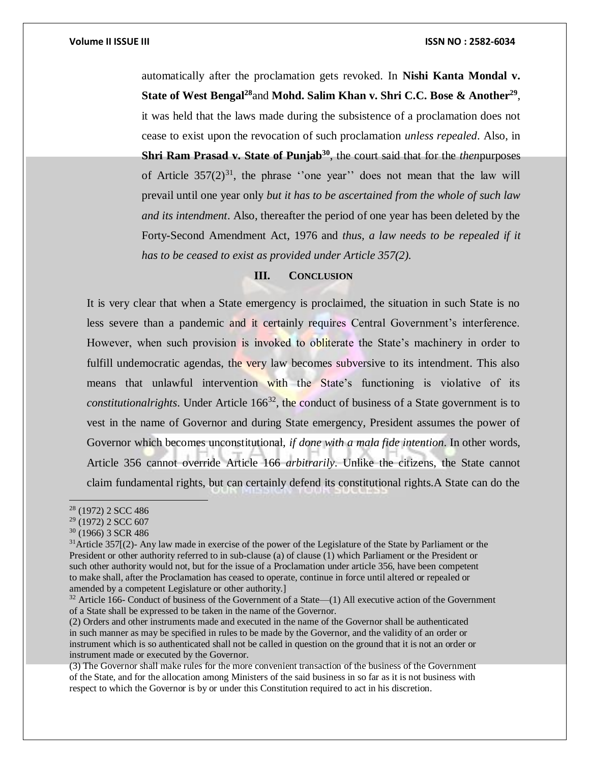automatically after the proclamation gets revoked. In **Nishi Kanta Mondal v. State of West Bengal**[28]and **Mohd. Salim Khan v. Shri C.C. Bose & Another**[29], it was held that the laws made during the subsistence of a proclamation does not cease to exist upon the revocation of such proclamation *unless repealed*. Also, in **Shri Ram Prasad v. State of Punjab**[30], the court said that for the *then*purposes of Article 357(2)[31], the phrase ''one year'' does not mean that the law will prevail until one year only *but it has to be ascertained from the whole of such law and its intendment*. Also, thereafter the period of one year has been deleted by the Forty-Second Amendment Act, 1976 and *thus, a law needs to be repealed if it has to be ceased to exist as provided under Article 357(2).*

## III. CONCLUSION

It is very clear that when a State emergency is proclaimed, the situation in such State is no less severe than a pandemic and it certainly requires Central Government's interference. However, when such provision is invoked to obliterate the State's machinery in order to fulfill undemocratic agendas, the very law becomes subversive to its intendment. This also means that unlawful intervention with the State's functioning is violative of its *constitutionalrights*. Under Article 166[32], the conduct of business of a State government is to vest in the name of Governor and during State emergency, President assumes the power of Governor which becomes unconstitutional, *if done with a mala fide intention*. In other words, Article 356 cannot override Article 166 *arbitrarily*. Unlike the citizens, the State cannot claim fundamental rights, but can certainly defend its constitutional rights.A State can do the

---

[28] (1972) 2 SCC 486

[29] (1972) 2 SCC 607

[30] (1966) 3 SCR 486

[31]Article 357[(2)- Any law made in exercise of the power of the Legislature of the State by Parliament or the President or other authority referred to in sub-clause (a) of clause (1) which Parliament or the President or such other authority would not, but for the issue of a Proclamation under article 356, have been competent to make shall, after the Proclamation has ceased to operate, continue in force until altered or repealed or amended by a competent Legislature or other authority.]

[32] Article 166- Conduct of business of the Government of a State—(1) All executive action of the Government of a State shall be expressed to be taken in the name of the Governor.

(2) Orders and other instruments made and executed in the name of the Governor shall be authenticated in such manner as may be specified in rules to be made by the Governor, and the validity of an order or instrument which is so authenticated shall not be called in question on the ground that it is not an order or instrument made or executed by the Governor.

(3) The Governor shall make rules for the more convenient transaction of the business of the Government of the State, and for the allocation among Ministers of the said business in so far as it is not business with respect to which the Governor is by or under this Constitution required to act in his discretion.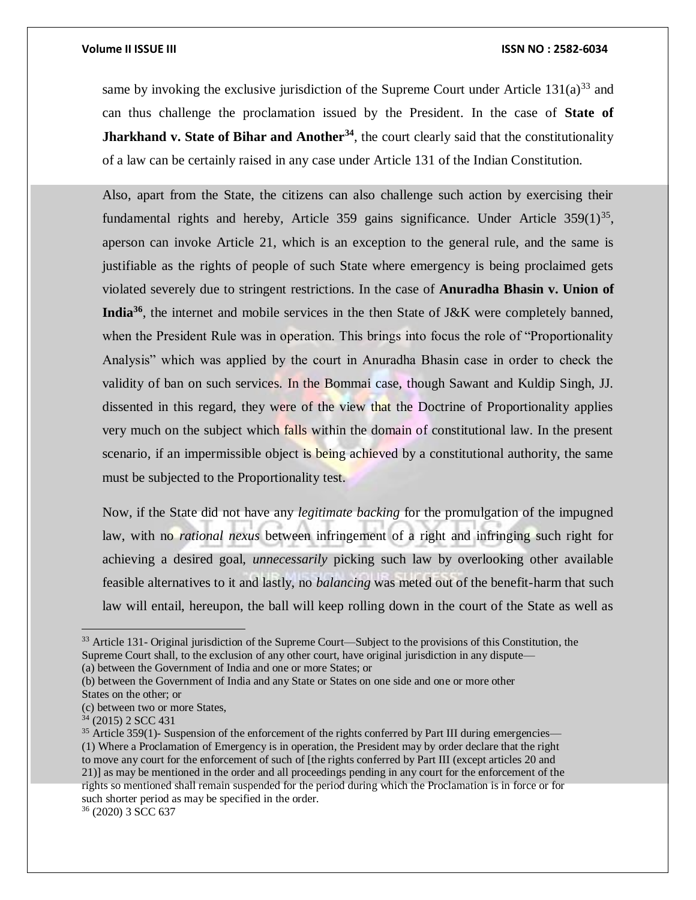same by invoking the exclusive jurisdiction of the Supreme Court under Article 131(a)[33] and can thus challenge the proclamation issued by the President. In the case of **State of Jharkhand v. State of Bihar and Another**[34], the court clearly said that the constitutionality of a law can be certainly raised in any case under Article 131 of the Indian Constitution.

Also, apart from the State, the citizens can also challenge such action by exercising their fundamental rights and hereby, Article 359 gains significance. Under Article 359(1)[35], aperson can invoke Article 21, which is an exception to the general rule, and the same is justifiable as the rights of people of such State where emergency is being proclaimed gets violated severely due to stringent restrictions. In the case of **Anuradha Bhasin v. Union of India**[36], the internet and mobile services in the then State of J&K were completely banned, when the President Rule was in operation. This brings into focus the role of "Proportionality Analysis" which was applied by the court in Anuradha Bhasin case in order to check the validity of ban on such services. In the Bommai case, though Sawant and Kuldip Singh, JJ. dissented in this regard, they were of the view that the Doctrine of Proportionality applies very much on the subject which falls within the domain of constitutional law. In the present scenario, if an impermissible object is being achieved by a constitutional authority, the same must be subjected to the Proportionality test.

Now, if the State did not have any *legitimate backing* for the promulgation of the impugned law, with no *rational nexus* between infringement of a right and infringing such right for achieving a desired goal, *unnecessarily* picking such law by overlooking other available feasible alternatives to it and lastly, no *balancing* was meted out of the benefit-harm that such law will entail, hereupon, the ball will keep rolling down in the court of the State as well as

---

[33] Article 131- Original jurisdiction of the Supreme Court—Subject to the provisions of this Constitution, the Supreme Court shall, to the exclusion of any other court, have original jurisdiction in any dispute—
(a) between the Government of India and one or more States; or
(b) between the Government of India and any State or States on one side and one or more other States on the other; or
(c) between two or more States,

[34] (2015) 2 SCC 431

[35] Article 359(1)- Suspension of the enforcement of the rights conferred by Part III during emergencies—
(1) Where a Proclamation of Emergency is in operation, the President may by order declare that the right to move any court for the enforcement of such of [the rights conferred by Part III (except articles 20 and 21)] as may be mentioned in the order and all proceedings pending in any court for the enforcement of the rights so mentioned shall remain suspended for the period during which the Proclamation is in force or for such shorter period as may be specified in the order.

[36] (2020) 3 SCC 637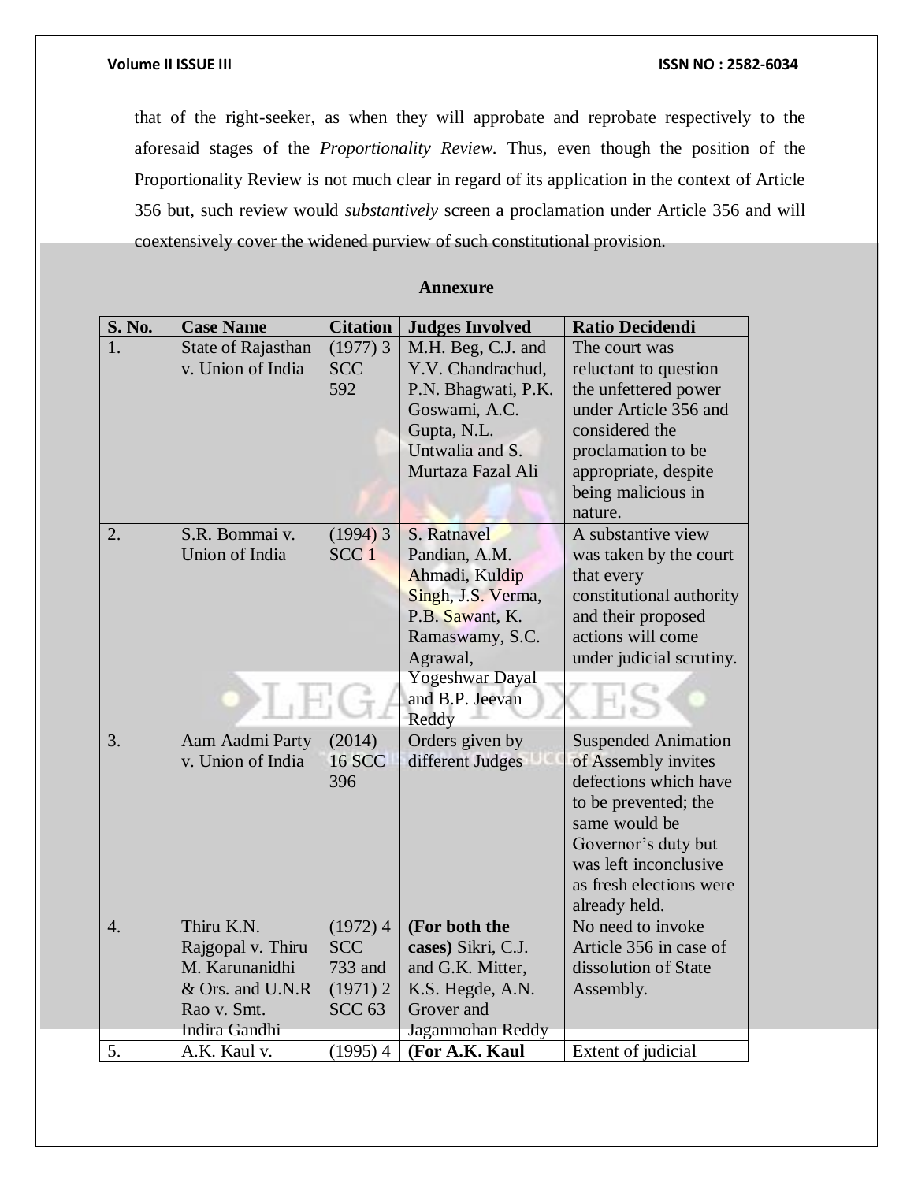that of the right-seeker, as when they will approbate and reprobate respectively to the aforesaid stages of the *Proportionality Review.* Thus, even though the position of the Proportionality Review is not much clear in regard of its application in the context of Article 356 but, such review would *substantively* screen a proclamation under Article 356 and will coextensively cover the widened purview of such constitutional provision.

## Annexure

| S. No. | Case Name | Citation | Judges Involved | Ratio Decidendi |
|---|---|---|---|---|
| 1. | State of Rajasthan v. Union of India | (1977) 3 SCC 592 | M.H. Beg, C.J. and Y.V. Chandrachud, P.N. Bhagwati, P.K. Goswami, A.C. Gupta, N.L. Untwalia and S. Murtaza Fazal Ali | The court was reluctant to question the unfettered power under Article 356 and considered the proclamation to be appropriate, despite being malicious in nature. |
| 2. | S.R. Bommai v. Union of India | (1994) 3 SCC 1 | S. Ratnavel Pandian, A.M. Ahmadi, Kuldip Singh, J.S. Verma, P.B. Sawant, K. Ramaswamy, S.C. Agrawal, Yogeshwar Dayal and B.P. Jeevan Reddy | A substantive view was taken by the court that every constitutional authority and their proposed actions will come under judicial scrutiny. |
| 3. | Aam Aadmi Party v. Union of India | (2014) 16 SCC 396 | Orders given by different Judges | Suspended Animation of Assembly invites defections which have to be prevented; the same would be Governor's duty but was left inconclusive as fresh elections were already held. |
| 4. | Thiru K.N. Rajgopal v. Thiru M. Karunanidhi & Ors. and U.N.R Rao v. Smt. Indira Gandhi | (1972) 4 SCC 733 and (1971) 2 SCC 63 | **(For both the cases)** Sikri, C.J. and G.K. Mitter, K.S. Hegde, A.N. Grover and Jaganmohan Reddy | No need to invoke Article 356 in case of dissolution of State Assembly. |
| 5. | A.K. Kaul v. | (1995) 4 | **(For A.K. Kaul** | Extent of judicial |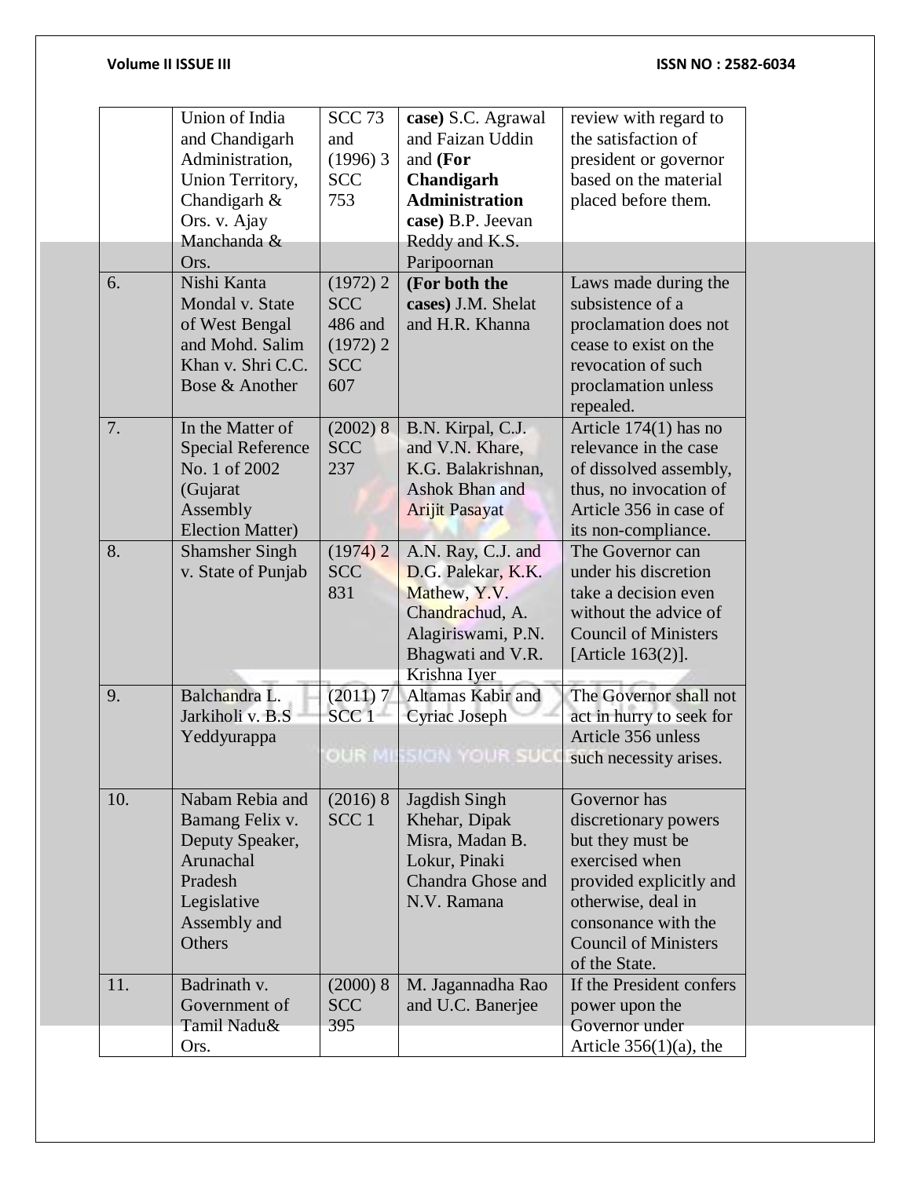| | Union of India and Chandigarh Administration, Union Territory, Chandigarh & Ors. v. Ajay Manchanda & Ors. | SCC 73 and (1996) 3 SCC 753 | **case)** S.C. Agrawal and Faizan Uddin and **(For Chandigarh Administration case)** B.P. Jeevan Reddy and K.S. Paripoornan | review with regard to the satisfaction of president or governor based on the material placed before them. |
|---|---|---|---|---|
| 6. | Nishi Kanta Mondal v. State of West Bengal and Mohd. Salim Khan v. Shri C.C. Bose & Another | (1972) 2 SCC 486 and (1972) 2 SCC 607 | **(For both the cases)** J.M. Shelat and H.R. Khanna | Laws made during the subsistence of a proclamation does not cease to exist on the revocation of such proclamation unless repealed. |
| 7. | In the Matter of Special Reference No. 1 of 2002 (Gujarat Assembly Election Matter) | (2002) 8 SCC 237 | B.N. Kirpal, C.J. and V.N. Khare, K.G. Balakrishnan, Ashok Bhan and Arijit Pasayat | Article 174(1) has no relevance in the case of dissolved assembly, thus, no invocation of Article 356 in case of its non-compliance. |
| 8. | Shamsher Singh v. State of Punjab | (1974) 2 SCC 831 | A.N. Ray, C.J. and D.G. Palekar, K.K. Mathew, Y.V. Chandrachud, A. Alagiriswami, P.N. Bhagwati and V.R. Krishna Iyer | The Governor can under his discretion take a decision even without the advice of Council of Ministers [Article 163(2)]. |
| 9. | Balchandra L. Jarkiholi v. B.S Yeddyurappa | (2011) 7 SCC 1 | Altamas Kabir and Cyriac Joseph | The Governor shall not act in hurry to seek for Article 356 unless such necessity arises. |
| 10. | Nabam Rebia and Bamang Felix v. Deputy Speaker, Arunachal Pradesh Legislative Assembly and Others | (2016) 8 SCC 1 | Jagdish Singh Khehar, Dipak Misra, Madan B. Lokur, Pinaki Chandra Ghose and N.V. Ramana | Governor has discretionary powers but they must be exercised when provided explicitly and otherwise, deal in consonance with the Council of Ministers of the State. |
| 11. | Badrinath v. Government of Tamil Nadu& Ors. | (2000) 8 SCC 395 | M. Jagannadha Rao and U.C. Banerjee | If the President confers power upon the Governor under Article 356(1)(a), the |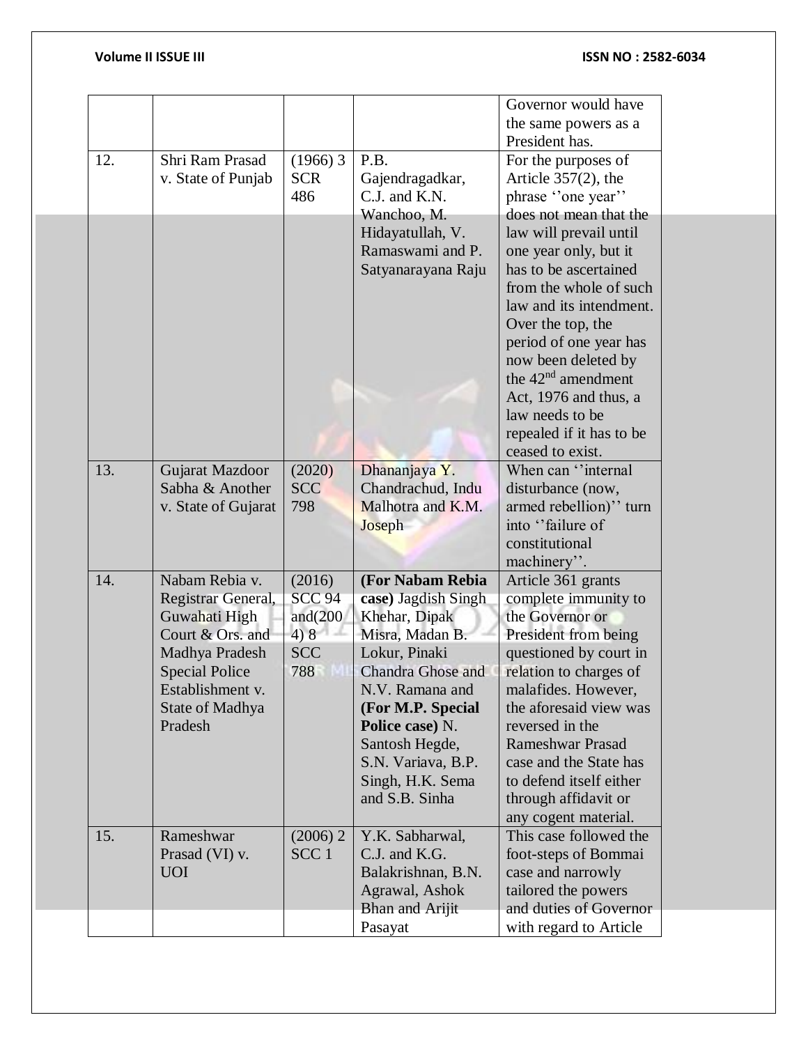| | | | | Governor would have the same powers as a President has. |
|---|---|---|---|---|
| 12. | Shri Ram Prasad v. State of Punjab | (1966) 3 SCR 486 | P.B. Gajendragadkar, C.J. and K.N. Wanchoo, M. Hidayatullah, V. Ramaswami and P. Satyanarayana Raju | For the purposes of Article 357(2), the phrase ''one year'' does not mean that the law will prevail until one year only, but it has to be ascertained from the whole of such law and its intendment. Over the top, the period of one year has now been deleted by the 42[nd] amendment Act, 1976 and thus, a law needs to be repealed if it has to be ceased to exist. |
| 13. | Gujarat Mazdoor Sabha & Another v. State of Gujarat | (2020) SCC 798 | Dhananjaya Y. Chandrachud, Indu Malhotra and K.M. Joseph | When can ''internal disturbance (now, armed rebellion)'' turn into ''failure of constitutional machinery''. |
| 14. | Nabam Rebia v. Registrar General, Guwahati High Court & Ors. and Madhya Pradesh Special Police Establishment v. State of Madhya Pradesh | (2016) SCC 94 and(2004) 8 SCC 788 | **(For Nabam Rebia case)** Jagdish Singh Khehar, Dipak Misra, Madan B. Lokur, Pinaki Chandra Ghose and N.V. Ramana and **(For M.P. Special Police case)** N. Santosh Hegde, S.N. Variava, B.P. Singh, H.K. Sema and S.B. Sinha | Article 361 grants complete immunity to the Governor or President from being questioned by court in relation to charges of malafides. However, the aforesaid view was reversed in the Rameshwar Prasad case and the State has to defend itself either through affidavit or any cogent material. |
| 15. | Rameshwar Prasad (VI) v. UOI | (2006) 2 SCC 1 | Y.K. Sabharwal, C.J. and K.G. Balakrishnan, B.N. Agrawal, Ashok Bhan and Arijit Pasayat | This case followed the foot-steps of Bommai case and narrowly tailored the powers and duties of Governor with regard to Article |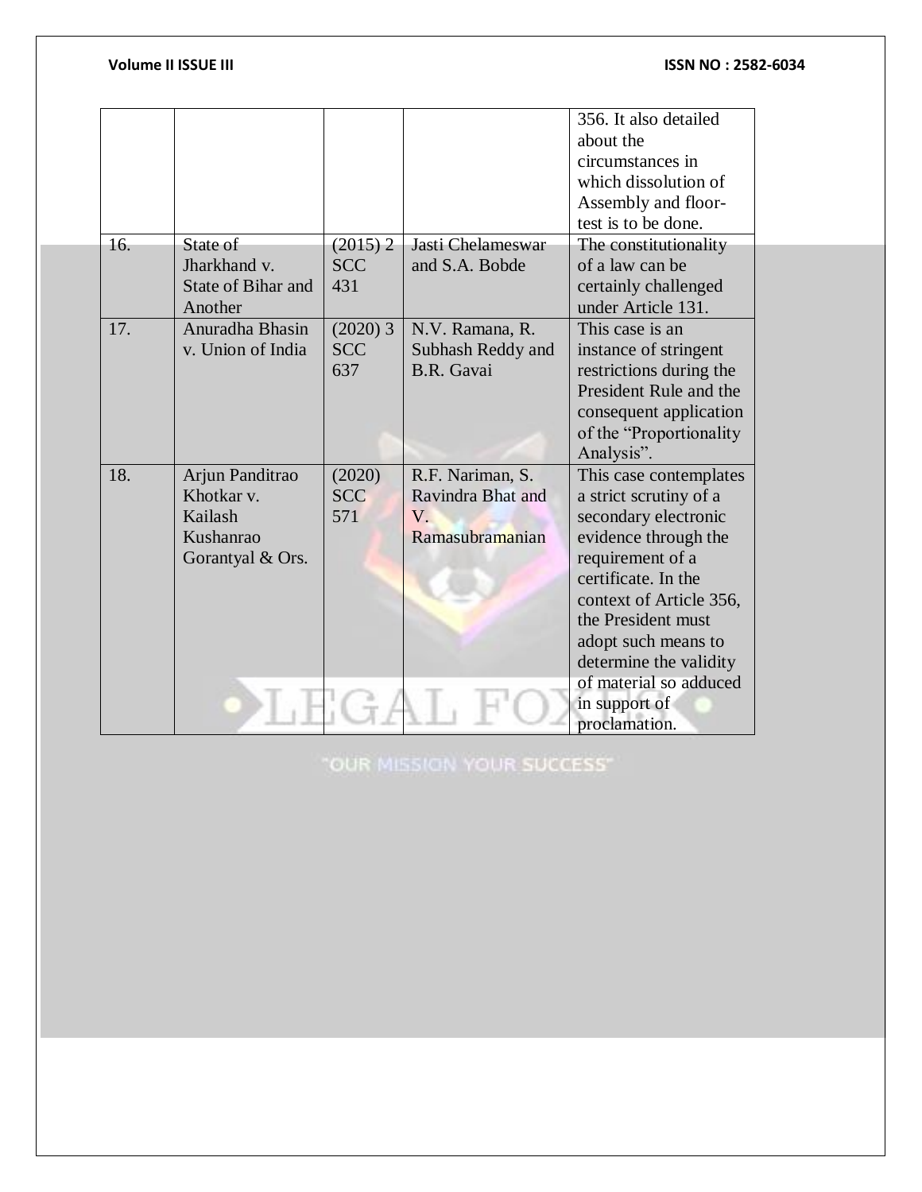| | | | | |
|---|---|---|---|---|
| | | | | 356. It also detailed about the circumstances in which dissolution of Assembly and floor-test is to be done. |
| 16. | State of Jharkhand v. State of Bihar and Another | (2015) 2 SCC 431 | Jasti Chelameswar and S.A. Bobde | The constitutionality of a law can be certainly challenged under Article 131. |
| 17. | Anuradha Bhasin v. Union of India | (2020) 3 SCC 637 | N.V. Ramana, R. Subhash Reddy and B.R. Gavai | This case is an instance of stringent restrictions during the President Rule and the consequent application of the "Proportionality Analysis". |
| 18. | Arjun Panditrao Khotkar v. Kailash Kushanrao Gorantyal & Ors. | (2020) SCC 571 | R.F. Nariman, S. Ravindra Bhat and V. Ramasubramanian | This case contemplates a strict scrutiny of a secondary electronic evidence through the requirement of a certificate. In the context of Article 356, the President must adopt such means to determine the validity of material so adduced in support of proclamation. |